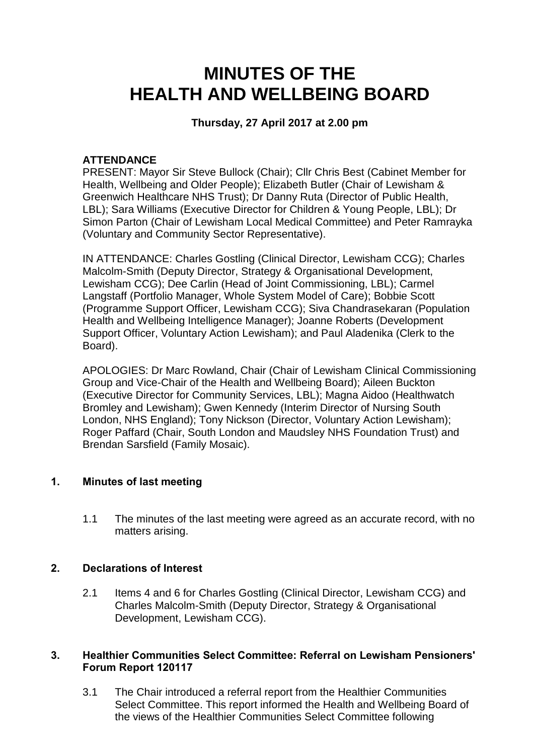# MINUTES OF THE HEALTH AND WELLBEING BOARD

**Thursday, 27 April 2017 at 2.00 pm**

**ATTENDANCE**

PRESENT: Mayor Sir Steve Bullock (Chair); Cllr Chris Best (Cabinet Member for Health, Wellbeing and Older People); Elizabeth Butler (Chair of Lewisham & Greenwich Healthcare NHS Trust); Dr Danny Ruta (Director of Public Health, LBL); Sara Williams (Executive Director for Children & Young People, LBL); Dr Simon Parton (Chair of Lewisham Local Medical Committee) and Peter Ramrayka (Voluntary and Community Sector Representative).

IN ATTENDANCE: Charles Gostling (Clinical Director, Lewisham CCG); Charles Malcolm-Smith (Deputy Director, Strategy & Organisational Development, Lewisham CCG); Dee Carlin (Head of Joint Commissioning, LBL); Carmel Langstaff (Portfolio Manager, Whole System Model of Care); Bobbie Scott (Programme Support Officer, Lewisham CCG); Siva Chandrasekaran (Population Health and Wellbeing Intelligence Manager); Joanne Roberts (Development Support Officer, Voluntary Action Lewisham); and Paul Aladenika (Clerk to the Board).

APOLOGIES: Dr Marc Rowland, Chair (Chair of Lewisham Clinical Commissioning Group and Vice-Chair of the Health and Wellbeing Board); Aileen Buckton (Executive Director for Community Services, LBL); Magna Aidoo (Healthwatch Bromley and Lewisham); Gwen Kennedy (Interim Director of Nursing South London, NHS England); Tony Nickson (Director, Voluntary Action Lewisham); Roger Paffard (Chair, South London and Maudsley NHS Foundation Trust) and Brendan Sarsfield (Family Mosaic).

## 1. Minutes of last meeting

1.1 The minutes of the last meeting were agreed as an accurate record, with no matters arising.

## 2. Declarations of Interest

2.1 Items 4 and 6 for Charles Gostling (Clinical Director, Lewisham CCG) and Charles Malcolm-Smith (Deputy Director, Strategy & Organisational Development, Lewisham CCG).

## 3. Healthier Communities Select Committee: Referral on Lewisham Pensioners' Forum Report 120117

3.1 The Chair introduced a referral report from the Healthier Communities Select Committee. This report informed the Health and Wellbeing Board of the views of the Healthier Communities Select Committee following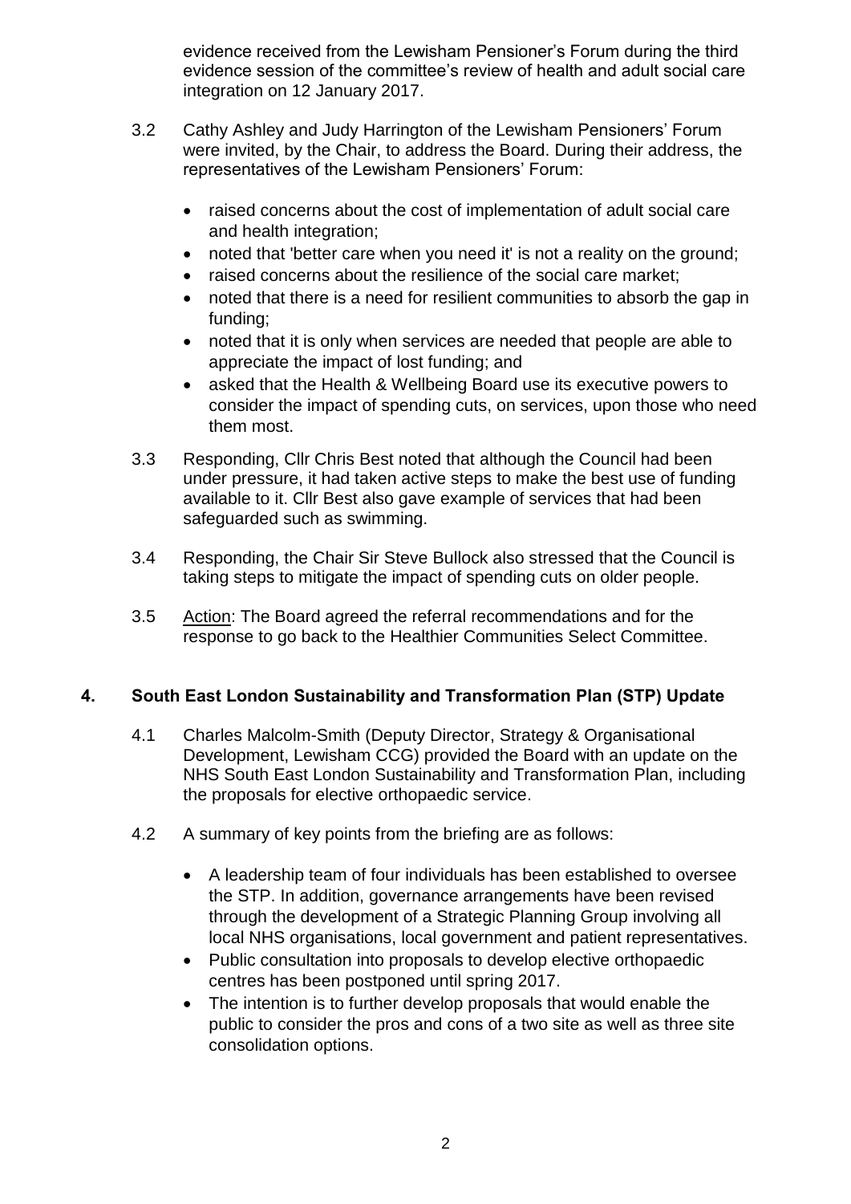evidence received from the Lewisham Pensioner's Forum during the third evidence session of the committee's review of health and adult social care integration on 12 January 2017.

3.2 Cathy Ashley and Judy Harrington of the Lewisham Pensioners' Forum were invited, by the Chair, to address the Board. During their address, the representatives of the Lewisham Pensioners' Forum:

- raised concerns about the cost of implementation of adult social care and health integration;
- noted that 'better care when you need it' is not a reality on the ground;
- raised concerns about the resilience of the social care market;
- noted that there is a need for resilient communities to absorb the gap in funding;
- noted that it is only when services are needed that people are able to appreciate the impact of lost funding; and
- asked that the Health & Wellbeing Board use its executive powers to consider the impact of spending cuts, on services, upon those who need them most.

3.3 Responding, Cllr Chris Best noted that although the Council had been under pressure, it had taken active steps to make the best use of funding available to it. Cllr Best also gave example of services that had been safeguarded such as swimming.

3.4 Responding, the Chair Sir Steve Bullock also stressed that the Council is taking steps to mitigate the impact of spending cuts on older people.

3.5 Action: The Board agreed the referral recommendations and for the response to go back to the Healthier Communities Select Committee.

## 4. South East London Sustainability and Transformation Plan (STP) Update

4.1 Charles Malcolm-Smith (Deputy Director, Strategy & Organisational Development, Lewisham CCG) provided the Board with an update on the NHS South East London Sustainability and Transformation Plan, including the proposals for elective orthopaedic service.

4.2 A summary of key points from the briefing are as follows:

- A leadership team of four individuals has been established to oversee the STP. In addition, governance arrangements have been revised through the development of a Strategic Planning Group involving all local NHS organisations, local government and patient representatives.
- Public consultation into proposals to develop elective orthopaedic centres has been postponed until spring 2017.
- The intention is to further develop proposals that would enable the public to consider the pros and cons of a two site as well as three site consolidation options.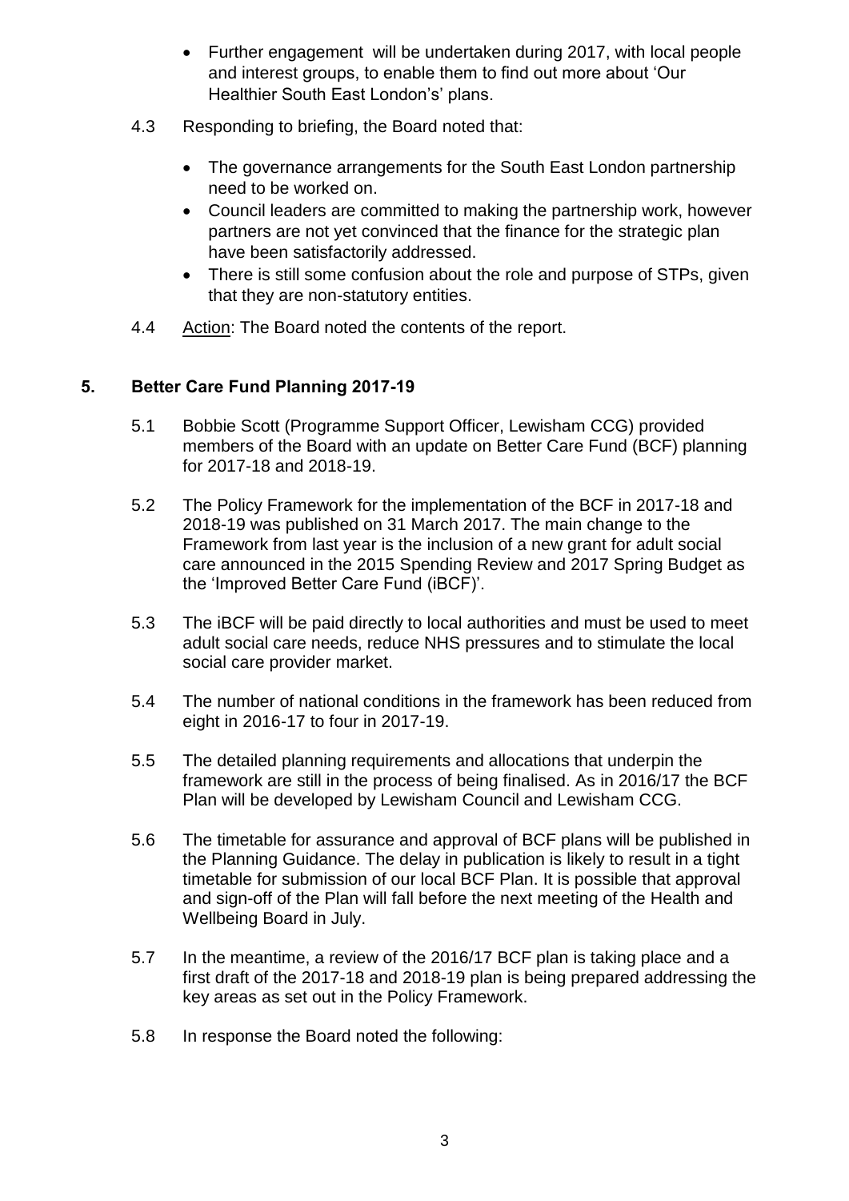- Further engagement will be undertaken during 2017, with local people and interest groups, to enable them to find out more about 'Our Healthier South East London's' plans.

4.3 Responding to briefing, the Board noted that:

- The governance arrangements for the South East London partnership need to be worked on.
- Council leaders are committed to making the partnership work, however partners are not yet convinced that the finance for the strategic plan have been satisfactorily addressed.
- There is still some confusion about the role and purpose of STPs, given that they are non-statutory entities.

4.4 Action: The Board noted the contents of the report.

## 5. Better Care Fund Planning 2017-19

5.1 Bobbie Scott (Programme Support Officer, Lewisham CCG) provided members of the Board with an update on Better Care Fund (BCF) planning for 2017-18 and 2018-19.

5.2 The Policy Framework for the implementation of the BCF in 2017-18 and 2018-19 was published on 31 March 2017. The main change to the Framework from last year is the inclusion of a new grant for adult social care announced in the 2015 Spending Review and 2017 Spring Budget as the 'Improved Better Care Fund (iBCF)'.

5.3 The iBCF will be paid directly to local authorities and must be used to meet adult social care needs, reduce NHS pressures and to stimulate the local social care provider market.

5.4 The number of national conditions in the framework has been reduced from eight in 2016-17 to four in 2017-19.

5.5 The detailed planning requirements and allocations that underpin the framework are still in the process of being finalised. As in 2016/17 the BCF Plan will be developed by Lewisham Council and Lewisham CCG.

5.6 The timetable for assurance and approval of BCF plans will be published in the Planning Guidance. The delay in publication is likely to result in a tight timetable for submission of our local BCF Plan. It is possible that approval and sign-off of the Plan will fall before the next meeting of the Health and Wellbeing Board in July.

5.7 In the meantime, a review of the 2016/17 BCF plan is taking place and a first draft of the 2017-18 and 2018-19 plan is being prepared addressing the key areas as set out in the Policy Framework.

5.8 In response the Board noted the following: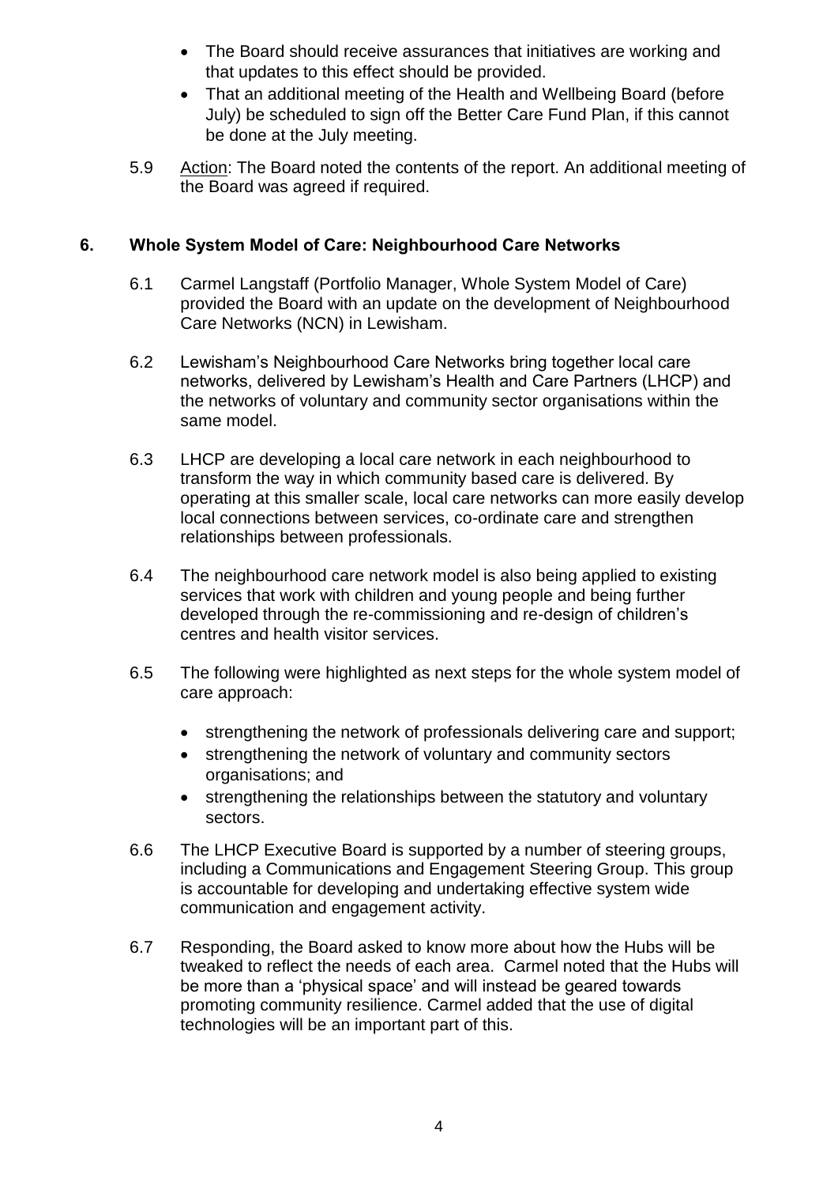- The Board should receive assurances that initiatives are working and that updates to this effect should be provided.
- That an additional meeting of the Health and Wellbeing Board (before July) be scheduled to sign off the Better Care Fund Plan, if this cannot be done at the July meeting.

5.9 Action: The Board noted the contents of the report. An additional meeting of the Board was agreed if required.

## 6. Whole System Model of Care: Neighbourhood Care Networks

6.1 Carmel Langstaff (Portfolio Manager, Whole System Model of Care) provided the Board with an update on the development of Neighbourhood Care Networks (NCN) in Lewisham.

6.2 Lewisham's Neighbourhood Care Networks bring together local care networks, delivered by Lewisham's Health and Care Partners (LHCP) and the networks of voluntary and community sector organisations within the same model.

6.3 LHCP are developing a local care network in each neighbourhood to transform the way in which community based care is delivered. By operating at this smaller scale, local care networks can more easily develop local connections between services, co-ordinate care and strengthen relationships between professionals.

6.4 The neighbourhood care network model is also being applied to existing services that work with children and young people and being further developed through the re-commissioning and re-design of children's centres and health visitor services.

6.5 The following were highlighted as next steps for the whole system model of care approach:

- strengthening the network of professionals delivering care and support;
- strengthening the network of voluntary and community sectors organisations; and
- strengthening the relationships between the statutory and voluntary sectors.

6.6 The LHCP Executive Board is supported by a number of steering groups, including a Communications and Engagement Steering Group. This group is accountable for developing and undertaking effective system wide communication and engagement activity.

6.7 Responding, the Board asked to know more about how the Hubs will be tweaked to reflect the needs of each area. Carmel noted that the Hubs will be more than a 'physical space' and will instead be geared towards promoting community resilience. Carmel added that the use of digital technologies will be an important part of this.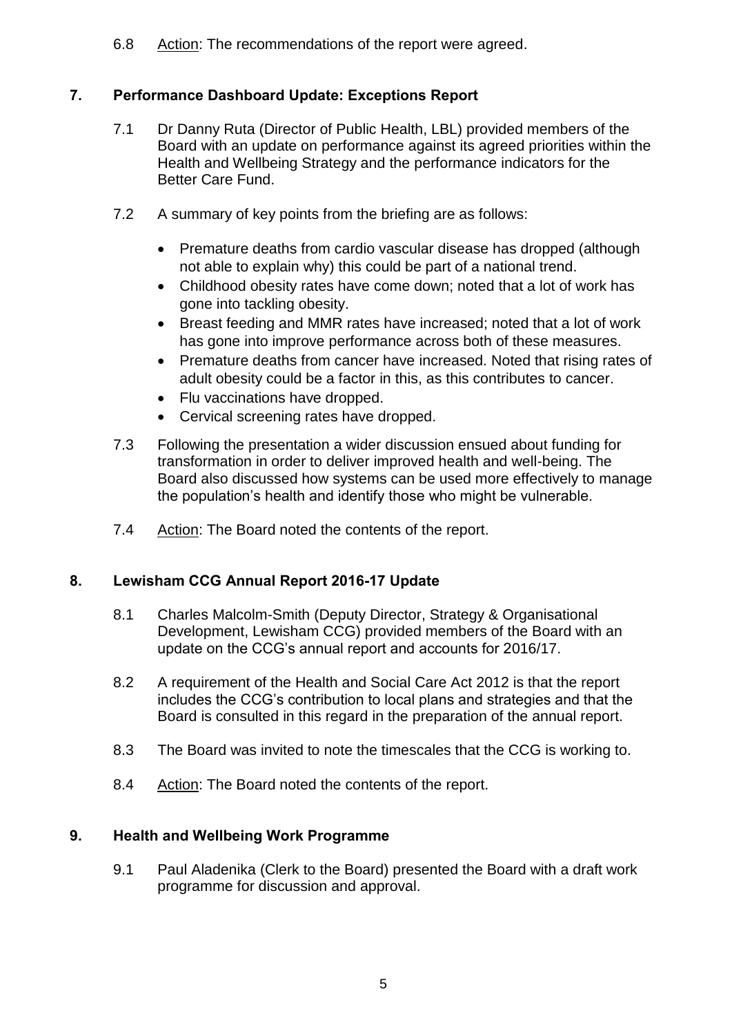6.8 Action: The recommendations of the report were agreed.

## 7. Performance Dashboard Update: Exceptions Report

7.1 Dr Danny Ruta (Director of Public Health, LBL) provided members of the Board with an update on performance against its agreed priorities within the Health and Wellbeing Strategy and the performance indicators for the Better Care Fund.

7.2 A summary of key points from the briefing are as follows:

- Premature deaths from cardio vascular disease has dropped (although not able to explain why) this could be part of a national trend.
- Childhood obesity rates have come down; noted that a lot of work has gone into tackling obesity.
- Breast feeding and MMR rates have increased; noted that a lot of work has gone into improve performance across both of these measures.
- Premature deaths from cancer have increased. Noted that rising rates of adult obesity could be a factor in this, as this contributes to cancer.
- Flu vaccinations have dropped.
- Cervical screening rates have dropped.

7.3 Following the presentation a wider discussion ensued about funding for transformation in order to deliver improved health and well-being. The Board also discussed how systems can be used more effectively to manage the population's health and identify those who might be vulnerable.

7.4 Action: The Board noted the contents of the report.

## 8. Lewisham CCG Annual Report 2016-17 Update

8.1 Charles Malcolm-Smith (Deputy Director, Strategy & Organisational Development, Lewisham CCG) provided members of the Board with an update on the CCG's annual report and accounts for 2016/17.

8.2 A requirement of the Health and Social Care Act 2012 is that the report includes the CCG's contribution to local plans and strategies and that the Board is consulted in this regard in the preparation of the annual report.

8.3 The Board was invited to note the timescales that the CCG is working to.

8.4 Action: The Board noted the contents of the report.

## 9. Health and Wellbeing Work Programme

9.1 Paul Aladenika (Clerk to the Board) presented the Board with a draft work programme for discussion and approval.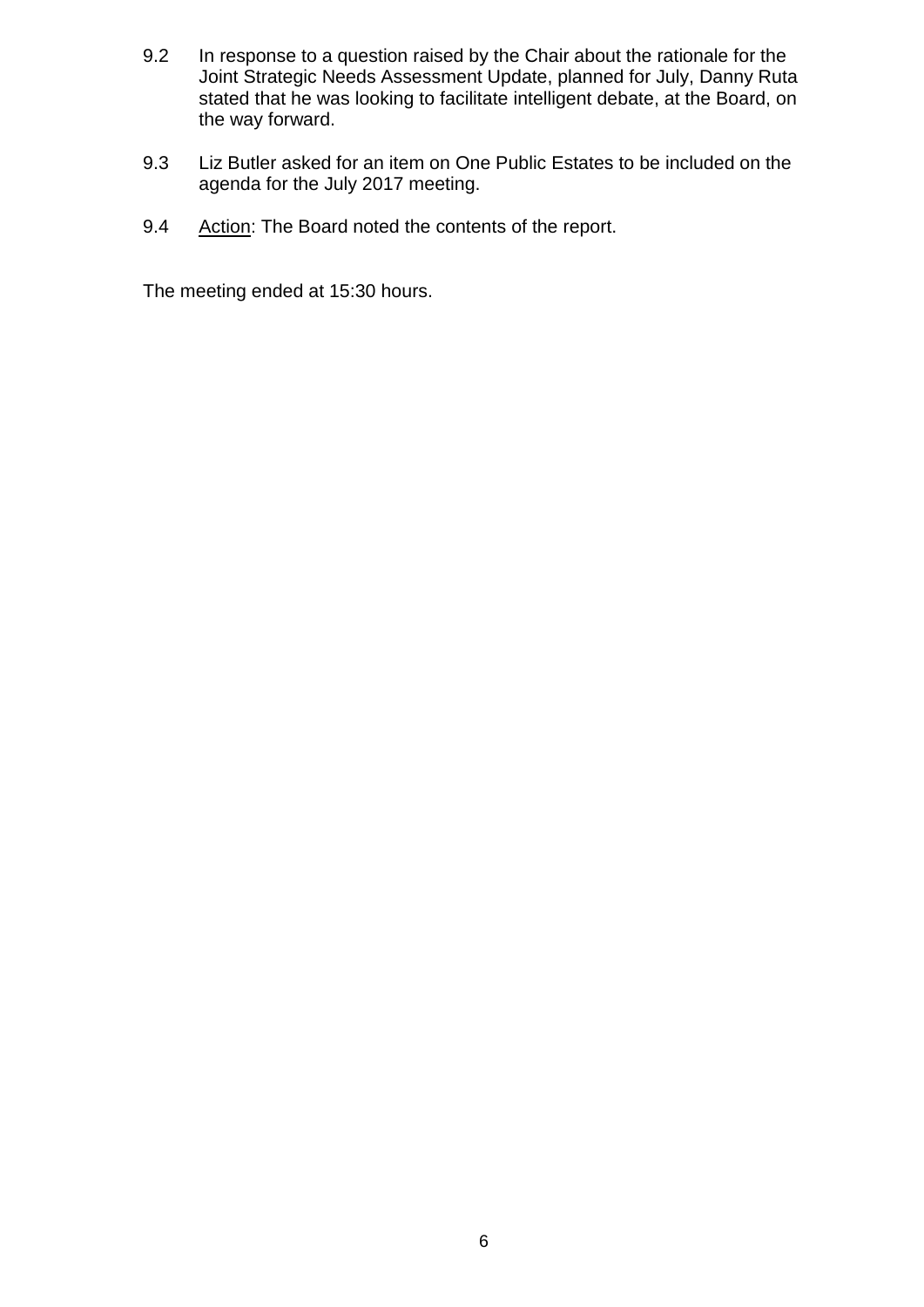9.2 In response to a question raised by the Chair about the rationale for the Joint Strategic Needs Assessment Update, planned for July, Danny Ruta stated that he was looking to facilitate intelligent debate, at the Board, on the way forward.

9.3 Liz Butler asked for an item on One Public Estates to be included on the agenda for the July 2017 meeting.

9.4 <u>Action</u>: The Board noted the contents of the report.

The meeting ended at 15:30 hours.